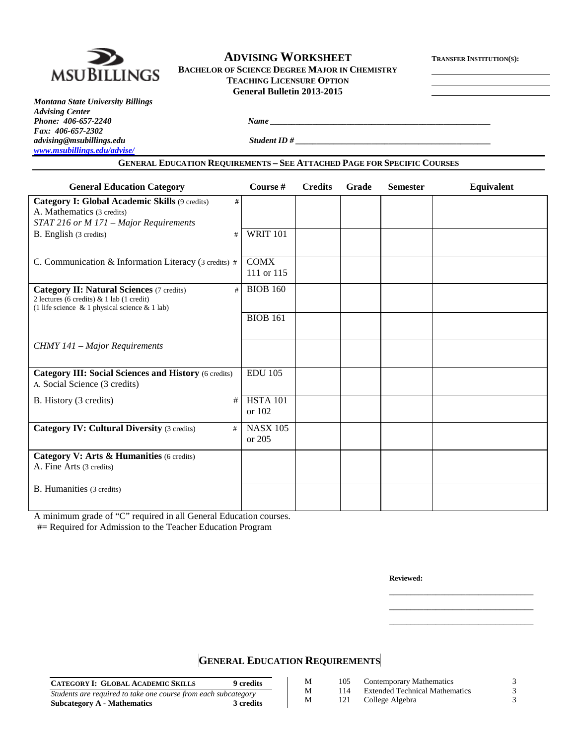MSU BILLINGS

# ADVISING WORKSHEET

**BACHELOR OF SCIENCE DEGREE MAJOR IN CHEMISTRY**
**TEACHING LICENSURE OPTION**
**General Bulletin 2013-2015**

**TRANSFER INSTITUTION(S):**

______________________
______________________
______________________

***Montana State University Billings***
***Advising Center***
***Phone: 406-657-2240***
***Fax: 406-657-2302***
***advising@msubillings.edu***
***www.msubillings.edu/advise/***

***Name*** ______________________________________________

***Student ID #*** ______________________________________________

## GENERAL EDUCATION REQUIREMENTS – SEE ATTACHED PAGE FOR SPECIFIC COURSES

| General Education Category | Course # | Credits | Grade | Semester | Equivalent |
|---|---|---|---|---|---|
| **Category I: Global Academic Skills** (9 credits) # <br> A. Mathematics (3 credits) <br> *STAT 216 or M 171 – Major Requirements* | | | | | |
| B. English (3 credits) # | WRIT 101 | | | | |
| C. Communication & Information Literacy (3 credits) # | COMX 111 or 115 | | | | |
| **Category II: Natural Sciences** (7 credits) # <br> 2 lectures (6 credits) & 1 lab (1 credit) <br> (1 life science & 1 physical science & 1 lab) | BIOB 160 | | | | |
| | BIOB 161 | | | | |
| *CHMY 141 – Major Requirements* | | | | | |
| **Category III: Social Sciences and History** (6 credits) <br> A. Social Science (3 credits) | EDU 105 | | | | |
| B. History (3 credits) # | HSTA 101 or 102 | | | | |
| **Category IV: Cultural Diversity** (3 credits) # | NASX 105 or 205 | | | | |
| **Category V: Arts & Humanities** (6 credits) <br> A. Fine Arts (3 credits) | | | | | |
| B. Humanities (3 credits) | | | | | |

A minimum grade of "C" required in all General Education courses.
#= Required for Admission to the Teacher Education Program

**Reviewed:**

______________________
______________________
______________________

## GENERAL EDUCATION REQUIREMENTS

| **CATEGORY I: GLOBAL ACADEMIC SKILLS** | **9 credits** |
|---|---|
| *Students are required to take one course from each subcategory* | |
| **Subcategory A - Mathematics** | **3 credits** |

| | | | |
|---|---|---|---|
| M | 105 | Contemporary Mathematics | 3 |
| M | 114 | Extended Technical Mathematics | 3 |
| M | 121 | College Algebra | 3 |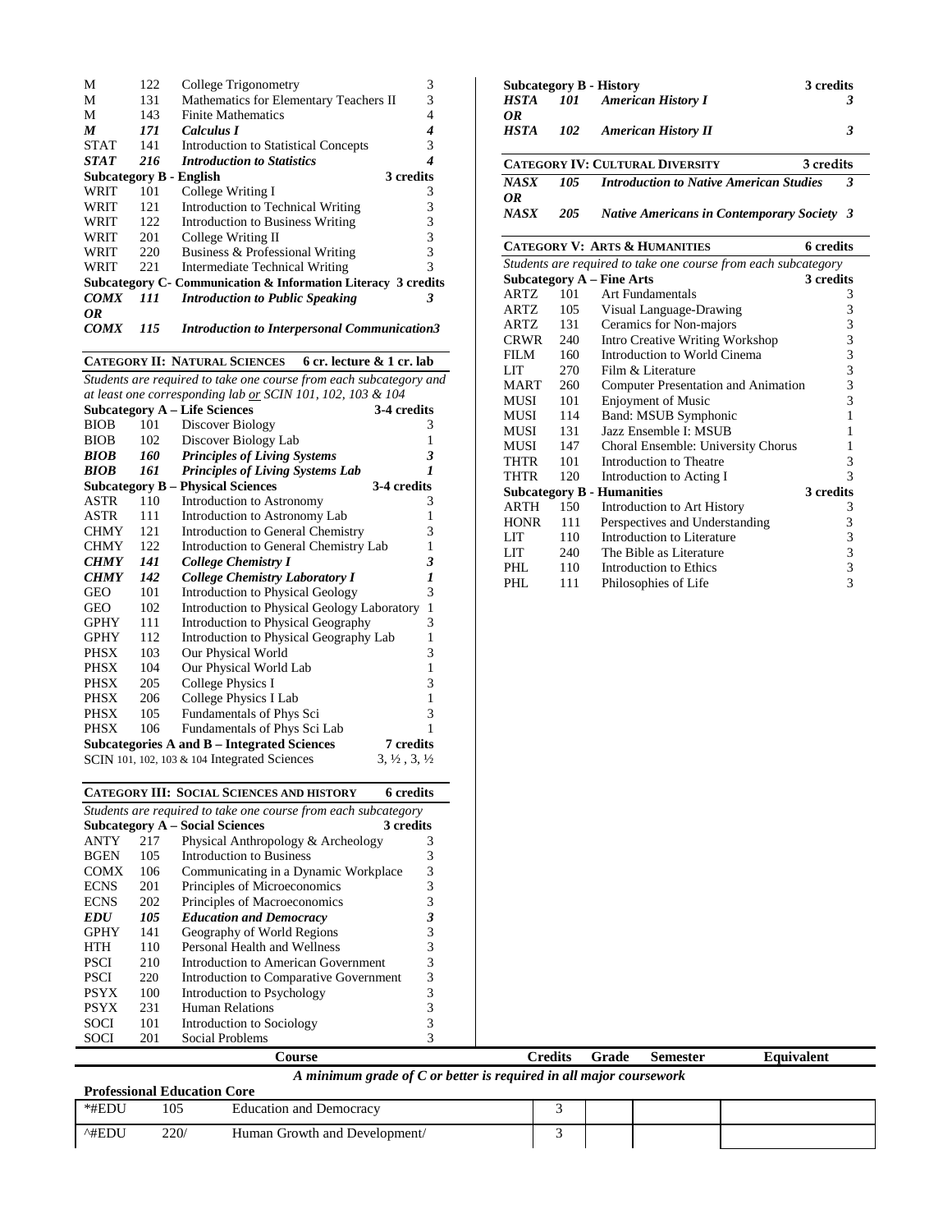| | | | |
|---|---|---|---|
| M | 122 | College Trigonometry | 3 |
| M | 131 | Mathematics for Elementary Teachers II | 3 |
| M | 143 | Finite Mathematics | 4 |
| ***M*** | ***171*** | ***Calculus I*** | ***4*** |
| STAT | 141 | Introduction to Statistical Concepts | 3 |
| ***STAT*** | ***216*** | ***Introduction to Statistics*** | ***4*** |

**Subcategory B - English** **3 credits**

| | | | |
|---|---|---|---|
| WRIT | 101 | College Writing I | 3 |
| WRIT | 121 | Introduction to Technical Writing | 3 |
| WRIT | 122 | Introduction to Business Writing | 3 |
| WRIT | 201 | College Writing II | 3 |
| WRIT | 220 | Business & Professional Writing | 3 |
| WRIT | 221 | Intermediate Technical Writing | 3 |

**Subcategory C- Communication & Information Literacy 3 credits**

***COMX 111 Introduction to Public Speaking*** ***3***
***OR***
***COMX 115 Introduction to Interpersonal Communication*** ***3***

## CATEGORY II: NATURAL SCIENCES — 6 cr. lecture & 1 cr. lab

*Students are required to take one course from each subcategory and at least one corresponding lab or SCIN 101, 102, 103 & 104*

**Subcategory A – Life Sciences** **3-4 credits**

| | | | |
|---|---|---|---|
| BIOB | 101 | Discover Biology | 3 |
| BIOB | 102 | Discover Biology Lab | 1 |
| ***BIOB*** | ***160*** | ***Principles of Living Systems*** | ***3*** |
| ***BIOB*** | ***161*** | ***Principles of Living Systems Lab*** | ***1*** |

**Subcategory B – Physical Sciences** **3-4 credits**

| | | | |
|---|---|---|---|
| ASTR | 110 | Introduction to Astronomy | 3 |
| ASTR | 111 | Introduction to Astronomy Lab | 1 |
| CHMY | 121 | Introduction to General Chemistry | 3 |
| CHMY | 122 | Introduction to General Chemistry Lab | 1 |
| ***CHMY*** | ***141*** | ***College Chemistry I*** | ***3*** |
| ***CHMY*** | ***142*** | ***College Chemistry Laboratory I*** | ***1*** |
| GEO | 101 | Introduction to Physical Geology | 3 |
| GEO | 102 | Introduction to Physical Geology Laboratory | 1 |
| GPHY | 111 | Introduction to Physical Geography | 3 |
| GPHY | 112 | Introduction to Physical Geography Lab | 1 |
| PHSX | 103 | Our Physical World | 3 |
| PHSX | 104 | Our Physical World Lab | 1 |
| PHSX | 205 | College Physics I | 3 |
| PHSX | 206 | College Physics I Lab | 1 |
| PHSX | 105 | Fundamentals of Phys Sci | 3 |
| PHSX | 106 | Fundamentals of Phys Sci Lab | 1 |

**Subcategories A and B – Integrated Sciences** **7 credits**

SCIN 101, 102, 103 & 104 Integrated Sciences — 3, ½ , 3, ½

## CATEGORY III: SOCIAL SCIENCES AND HISTORY — 6 credits

*Students are required to take one course from each subcategory*

**Subcategory A – Social Sciences** **3 credits**

| | | | |
|---|---|---|---|
| ANTY | 217 | Physical Anthropology & Archeology | 3 |
| BGEN | 105 | Introduction to Business | 3 |
| COMX | 106 | Communicating in a Dynamic Workplace | 3 |
| ECNS | 201 | Principles of Microeconomics | 3 |
| ECNS | 202 | Principles of Macroeconomics | 3 |
| ***EDU*** | ***105*** | ***Education and Democracy*** | ***3*** |
| GPHY | 141 | Geography of World Regions | 3 |
| HTH | 110 | Personal Health and Wellness | 3 |
| PSCI | 210 | Introduction to American Government | 3 |
| PSCI | 220 | Introduction to Comparative Government | 3 |
| PSYX | 100 | Introduction to Psychology | 3 |
| PSYX | 231 | Human Relations | 3 |
| SOCI | 101 | Introduction to Sociology | 3 |
| SOCI | 201 | Social Problems | 3 |

**Subcategory B - History** **3 credits**

***HSTA 101 American History I*** ***3***
***OR***
***HSTA 102 American History II*** ***3***

## CATEGORY IV: CULTURAL DIVERSITY — 3 credits

***NASX 105 Introduction to Native American Studies*** ***3***
***OR***
***NASX 205 Native Americans in Contemporary Society*** ***3***

## CATEGORY V: ARTS & HUMANITIES — 6 credits

*Students are required to take one course from each subcategory*

**Subcategory A – Fine Arts** **3 credits**

| | | | |
|---|---|---|---|
| ARTZ | 101 | Art Fundamentals | 3 |
| ARTZ | 105 | Visual Language-Drawing | 3 |
| ARTZ | 131 | Ceramics for Non-majors | 3 |
| CRWR | 240 | Intro Creative Writing Workshop | 3 |
| FILM | 160 | Introduction to World Cinema | 3 |
| LIT | 270 | Film & Literature | 3 |
| MART | 260 | Computer Presentation and Animation | 3 |
| MUSI | 101 | Enjoyment of Music | 3 |
| MUSI | 114 | Band: MSUB Symphonic | 1 |
| MUSI | 131 | Jazz Ensemble I: MSUB | 1 |
| MUSI | 147 | Choral Ensemble: University Chorus | 1 |
| THTR | 101 | Introduction to Theatre | 3 |
| THTR | 120 | Introduction to Acting I | 3 |

**Subcategory B - Humanities** **3 credits**

| | | | |
|---|---|---|---|
| ARTH | 150 | Introduction to Art History | 3 |
| HONR | 111 | Perspectives and Understanding | 3 |
| LIT | 110 | Introduction to Literature | 3 |
| LIT | 240 | The Bible as Literature | 3 |
| PHL | 110 | Introduction to Ethics | 3 |
| PHL | 111 | Philosophies of Life | 3 |

| Course | | | Credits | Grade | Semester | Equivalent |
|---|---|---|---|---|---|---|
| *A minimum grade of C or better is required in all major coursework* | | | | | | |
| **Professional Education Core** | | | | | | |
| *#EDU | 105 | Education and Democracy | 3 | | | |
| ^#EDU | 220/ | Human Growth and Development/ | 3 | | | |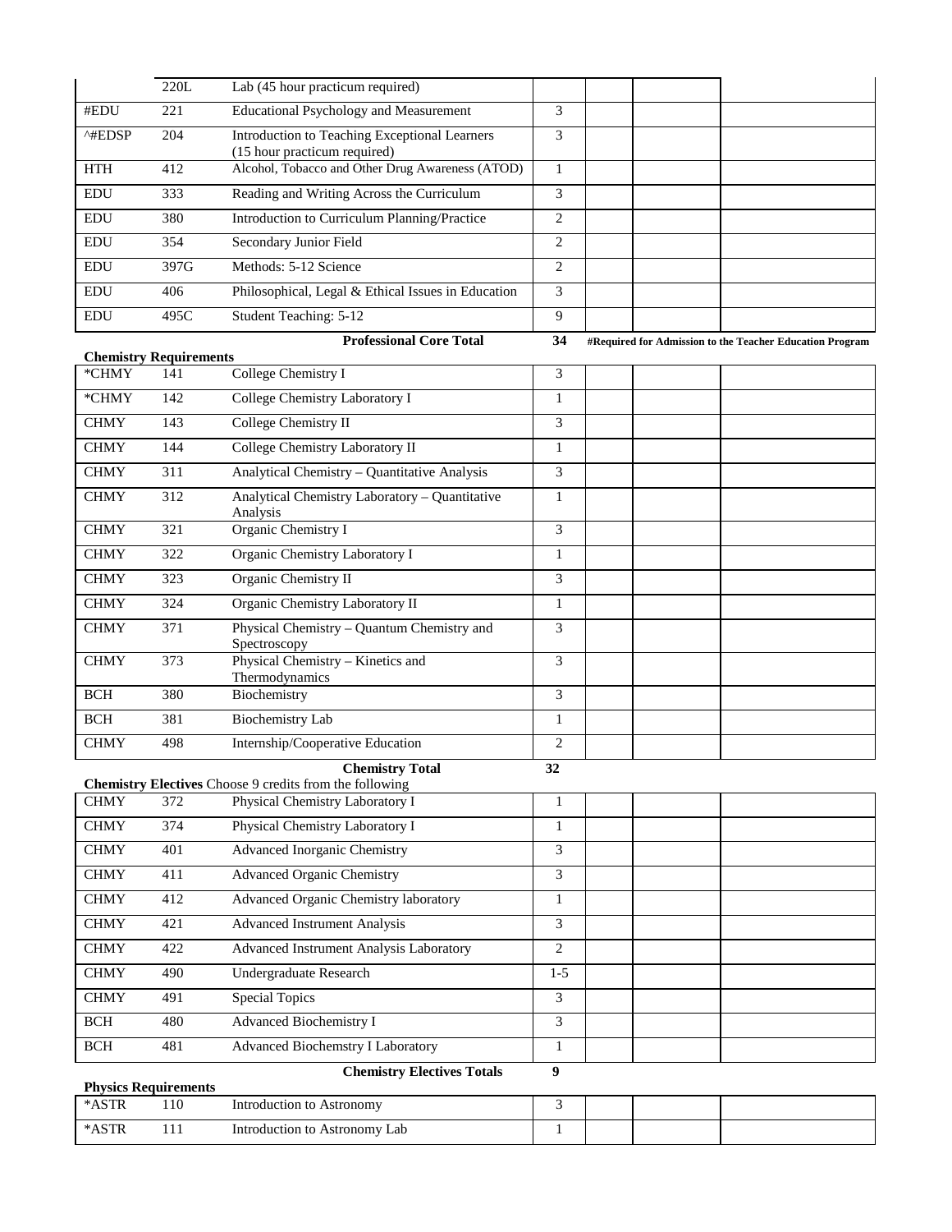| | | | | | | |
|---|---|---|---|---|---|---|
| | 220L | Lab (45 hour practicum required) | | | | |
| #EDU | 221 | Educational Psychology and Measurement | 3 | | | |
| ^#EDSP | 204 | Introduction to Teaching Exceptional Learners (15 hour practicum required) | 3 | | | |
| HTH | 412 | Alcohol, Tobacco and Other Drug Awareness (ATOD) | 1 | | | |
| EDU | 333 | Reading and Writing Across the Curriculum | 3 | | | |
| EDU | 380 | Introduction to Curriculum Planning/Practice | 2 | | | |
| EDU | 354 | Secondary Junior Field | 2 | | | |
| EDU | 397G | Methods: 5-12 Science | 2 | | | |
| EDU | 406 | Philosophical, Legal & Ethical Issues in Education | 3 | | | |
| EDU | 495C | Student Teaching: 5-12 | 9 | | | |
| | | **Professional Core Total** | **34** | **#Required for Admission to the Teacher Education Program** | | |

**Chemistry Requirements**

| | | | | | | |
|---|---|---|---|---|---|---|
| *CHMY | 141 | College Chemistry I | 3 | | | |
| *CHMY | 142 | College Chemistry Laboratory I | 1 | | | |
| CHMY | 143 | College Chemistry II | 3 | | | |
| CHMY | 144 | College Chemistry Laboratory II | 1 | | | |
| CHMY | 311 | Analytical Chemistry – Quantitative Analysis | 3 | | | |
| CHMY | 312 | Analytical Chemistry Laboratory – Quantitative Analysis | 1 | | | |
| CHMY | 321 | Organic Chemistry I | 3 | | | |
| CHMY | 322 | Organic Chemistry Laboratory I | 1 | | | |
| CHMY | 323 | Organic Chemistry II | 3 | | | |
| CHMY | 324 | Organic Chemistry Laboratory II | 1 | | | |
| CHMY | 371 | Physical Chemistry – Quantum Chemistry and Spectroscopy | 3 | | | |
| CHMY | 373 | Physical Chemistry – Kinetics and Thermodynamics | 3 | | | |
| BCH | 380 | Biochemistry | 3 | | | |
| BCH | 381 | Biochemistry Lab | 1 | | | |
| CHMY | 498 | Internship/Cooperative Education | 2 | | | |
| | | **Chemistry Total** | **32** | | | |

**Chemistry Electives** Choose 9 credits from the following

| | | | | | | |
|---|---|---|---|---|---|---|
| CHMY | 372 | Physical Chemistry Laboratory I | 1 | | | |
| CHMY | 374 | Physical Chemistry Laboratory I | 1 | | | |
| CHMY | 401 | Advanced Inorganic Chemistry | 3 | | | |
| CHMY | 411 | Advanced Organic Chemistry | 3 | | | |
| CHMY | 412 | Advanced Organic Chemistry laboratory | 1 | | | |
| CHMY | 421 | Advanced Instrument Analysis | 3 | | | |
| CHMY | 422 | Advanced Instrument Analysis Laboratory | 2 | | | |
| CHMY | 490 | Undergraduate Research | 1-5 | | | |
| CHMY | 491 | Special Topics | 3 | | | |
| BCH | 480 | Advanced Biochemistry I | 3 | | | |
| BCH | 481 | Advanced Biochemstry I Laboratory | 1 | | | |
| | | **Chemistry Electives Totals** | **9** | | | |

**Physics Requirements**

| | | | | | | |
|---|---|---|---|---|---|---|
| *ASTR | 110 | Introduction to Astronomy | 3 | | | |
| *ASTR | 111 | Introduction to Astronomy Lab | 1 | | | |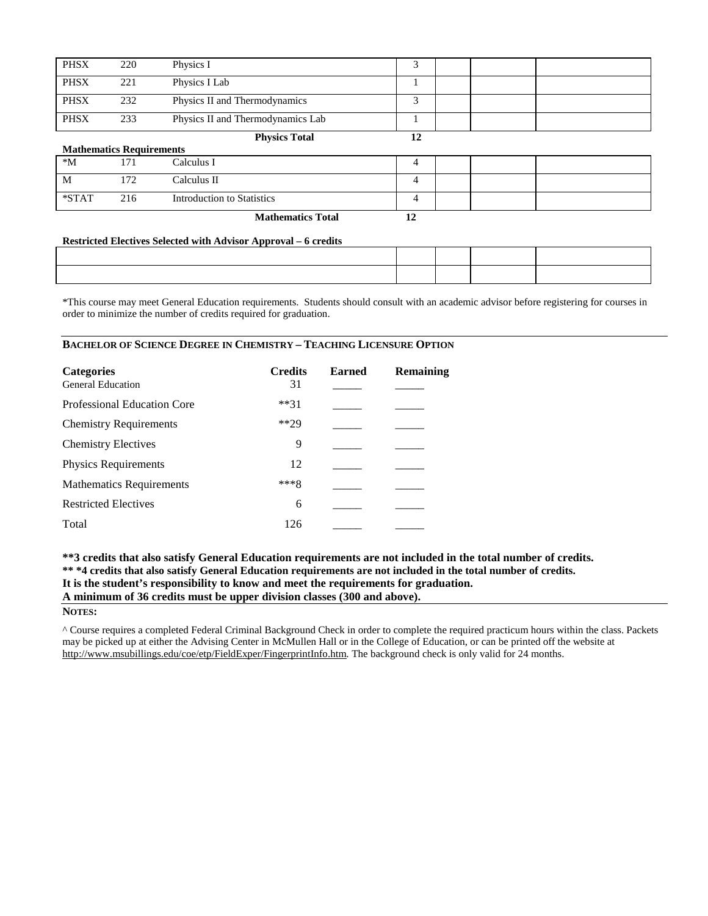| | | | | | | |
|---|---|---|---|---|---|---|
| PHSX | 220 | Physics I | 3 | | | |
| PHSX | 221 | Physics I Lab | 1 | | | |
| PHSX | 232 | Physics II and Thermodynamics | 3 | | | |
| PHSX | 233 | Physics II and Thermodynamics Lab | 1 | | | |
| | | **Physics Total** | **12** | | | |

**Mathematics Requirements**

| | | | | | | |
|---|---|---|---|---|---|---|
| *M | 171 | Calculus I | 4 | | | |
| M | 172 | Calculus II | 4 | | | |
| *STAT | 216 | Introduction to Statistics | 4 | | | |
| | | **Mathematics Total** | **12** | | | |

**Restricted Electives Selected with Advisor Approval – 6 credits**

| | | | | |
|---|---|---|---|---|
| | | | | |
| | | | | |

*This course may meet General Education requirements. Students should consult with an academic advisor before registering for courses in order to minimize the number of credits required for graduation.

### BACHELOR OF SCIENCE DEGREE IN CHEMISTRY – TEACHING LICENSURE OPTION

| Categories | Credits | Earned | Remaining |
|---|---|---|---|
| General Education | 31 | _____ | _____ |
| Professional Education Core | **31 | _____ | _____ |
| Chemistry Requirements | **29 | _____ | _____ |
| Chemistry Electives | 9 | _____ | _____ |
| Physics Requirements | 12 | _____ | _____ |
| Mathematics Requirements | ***8 | _____ | _____ |
| Restricted Electives | 6 | _____ | _____ |
| Total | 126 | _____ | _____ |

**\*\*3 credits that also satisfy General Education requirements are not included in the total number of credits.**
**\*\* \*4 credits that also satisfy General Education requirements are not included in the total number of credits.**
**It is the student's responsibility to know and meet the requirements for graduation.**
**A minimum of 36 credits must be upper division classes (300 and above).**

**NOTES:**

^ Course requires a completed Federal Criminal Background Check in order to complete the required practicum hours within the class. Packets may be picked up at either the Advising Center in McMullen Hall or in the College of Education, or can be printed off the website at http://www.msubillings.edu/coe/etp/FieldExper/FingerprintInfo.htm. The background check is only valid for 24 months.